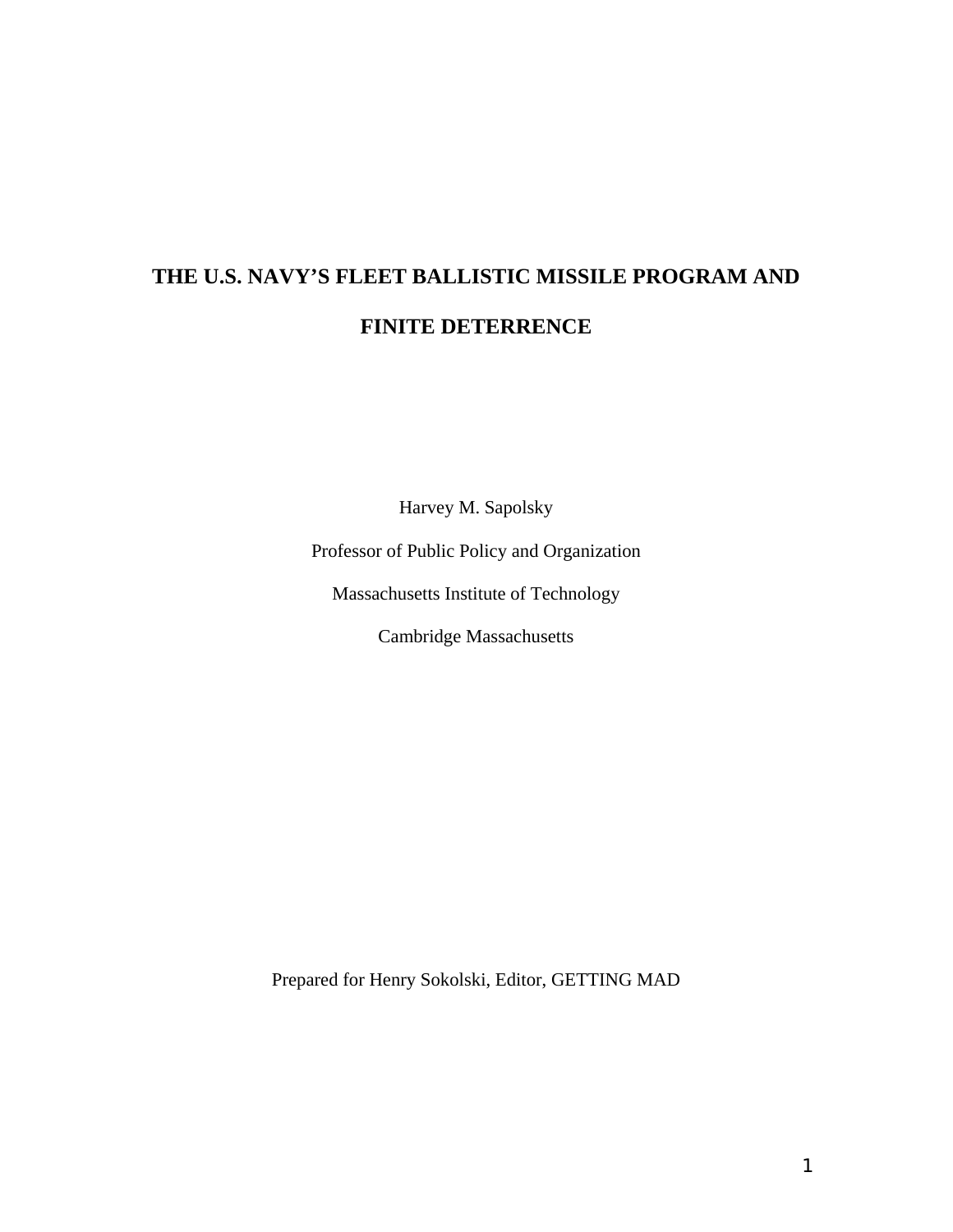# THE U.S. NAVY'S FLEET BALLISTIC MISSILE PROGRAM AND FINITE DETERRENCE

Harvey M. Sapolsky

Professor of Public Policy and Organization

Massachusetts Institute of Technology

Cambridge Massachusetts

Prepared for Henry Sokolski, Editor, GETTING MAD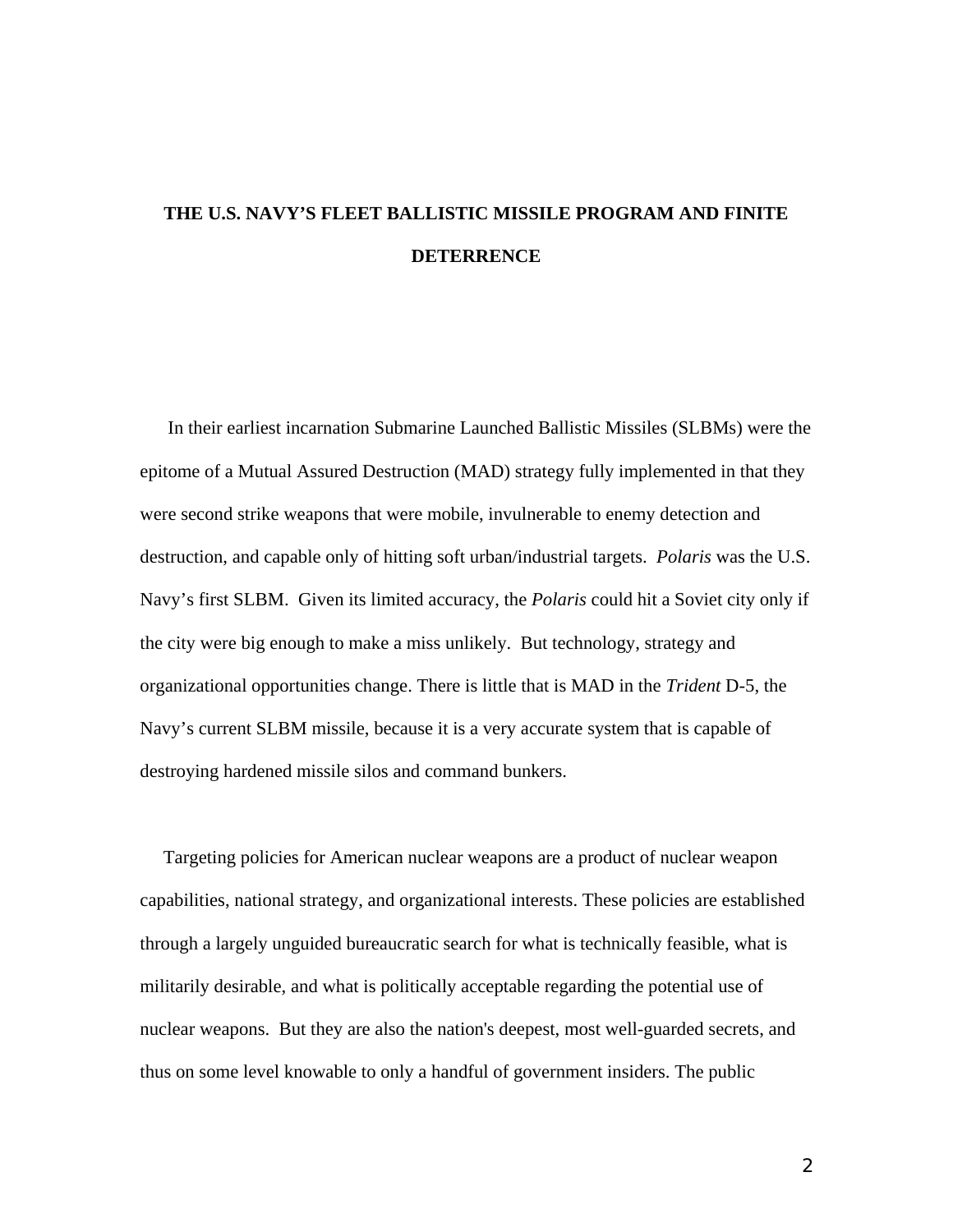# THE U.S. NAVY'S FLEET BALLISTIC MISSILE PROGRAM AND FINITE DETERRENCE

In their earliest incarnation Submarine Launched Ballistic Missiles (SLBMs) were the epitome of a Mutual Assured Destruction (MAD) strategy fully implemented in that they were second strike weapons that were mobile, invulnerable to enemy detection and destruction, and capable only of hitting soft urban/industrial targets. *Polaris* was the U.S. Navy's first SLBM. Given its limited accuracy, the *Polaris* could hit a Soviet city only if the city were big enough to make a miss unlikely. But technology, strategy and organizational opportunities change. There is little that is MAD in the *Trident* D-5, the Navy's current SLBM missile, because it is a very accurate system that is capable of destroying hardened missile silos and command bunkers.

Targeting policies for American nuclear weapons are a product of nuclear weapon capabilities, national strategy, and organizational interests. These policies are established through a largely unguided bureaucratic search for what is technically feasible, what is militarily desirable, and what is politically acceptable regarding the potential use of nuclear weapons. But they are also the nation's deepest, most well-guarded secrets, and thus on some level knowable to only a handful of government insiders. The public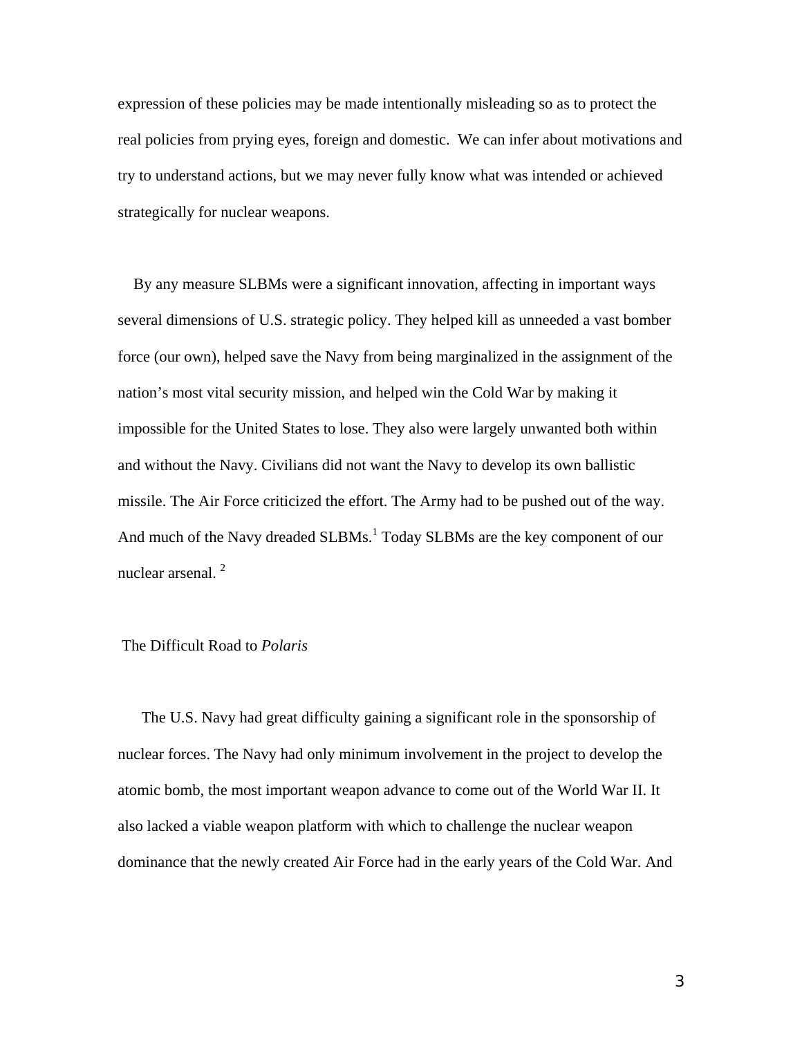expression of these policies may be made intentionally misleading so as to protect the real policies from prying eyes, foreign and domestic. We can infer about motivations and try to understand actions, but we may never fully know what was intended or achieved strategically for nuclear weapons.

By any measure SLBMs were a significant innovation, affecting in important ways several dimensions of U.S. strategic policy. They helped kill as unneeded a vast bomber force (our own), helped save the Navy from being marginalized in the assignment of the nation's most vital security mission, and helped win the Cold War by making it impossible for the United States to lose. They also were largely unwanted both within and without the Navy. Civilians did not want the Navy to develop its own ballistic missile. The Air Force criticized the effort. The Army had to be pushed out of the way. And much of the Navy dreaded SLBMs.[1] Today SLBMs are the key component of our nuclear arsenal. [2]

## The Difficult Road to *Polaris*

The U.S. Navy had great difficulty gaining a significant role in the sponsorship of nuclear forces. The Navy had only minimum involvement in the project to develop the atomic bomb, the most important weapon advance to come out of the World War II. It also lacked a viable weapon platform with which to challenge the nuclear weapon dominance that the newly created Air Force had in the early years of the Cold War. And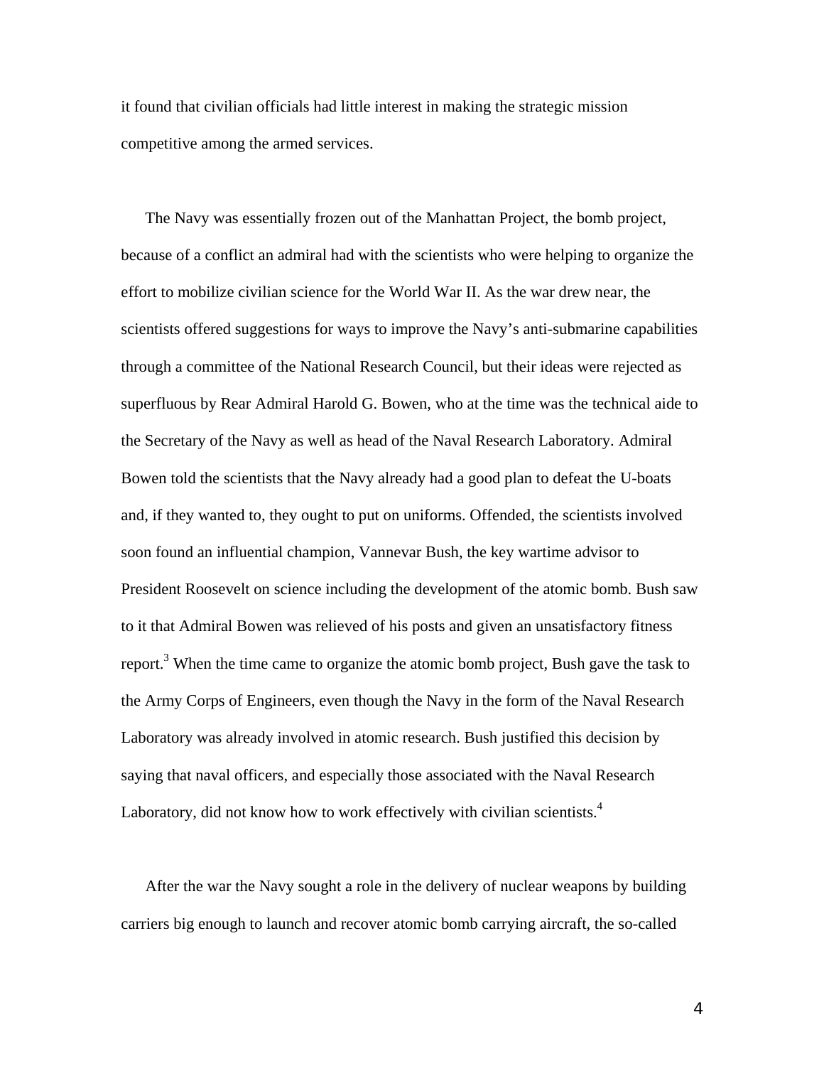it found that civilian officials had little interest in making the strategic mission competitive among the armed services.

The Navy was essentially frozen out of the Manhattan Project, the bomb project, because of a conflict an admiral had with the scientists who were helping to organize the effort to mobilize civilian science for the World War II. As the war drew near, the scientists offered suggestions for ways to improve the Navy's anti-submarine capabilities through a committee of the National Research Council, but their ideas were rejected as superfluous by Rear Admiral Harold G. Bowen, who at the time was the technical aide to the Secretary of the Navy as well as head of the Naval Research Laboratory. Admiral Bowen told the scientists that the Navy already had a good plan to defeat the U-boats and, if they wanted to, they ought to put on uniforms. Offended, the scientists involved soon found an influential champion, Vannevar Bush, the key wartime advisor to President Roosevelt on science including the development of the atomic bomb. Bush saw to it that Admiral Bowen was relieved of his posts and given an unsatisfactory fitness report.[3] When the time came to organize the atomic bomb project, Bush gave the task to the Army Corps of Engineers, even though the Navy in the form of the Naval Research Laboratory was already involved in atomic research. Bush justified this decision by saying that naval officers, and especially those associated with the Naval Research Laboratory, did not know how to work effectively with civilian scientists.[4]

After the war the Navy sought a role in the delivery of nuclear weapons by building carriers big enough to launch and recover atomic bomb carrying aircraft, the so-called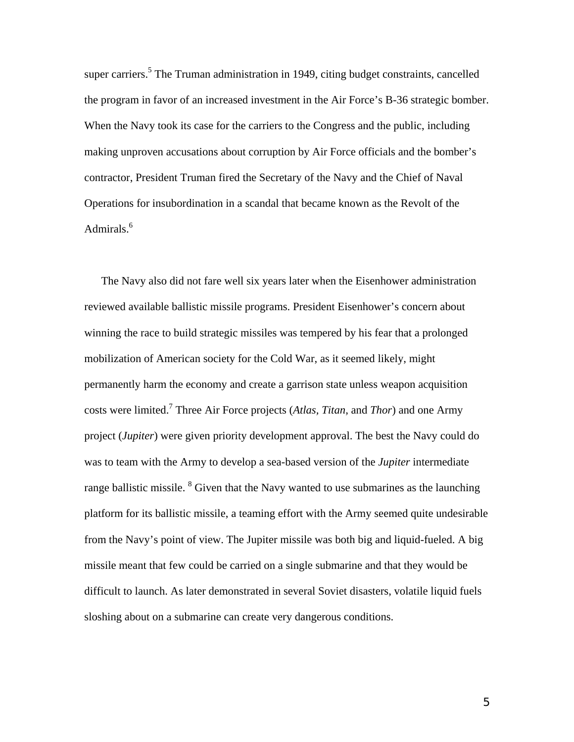super carriers.[5] The Truman administration in 1949, citing budget constraints, cancelled the program in favor of an increased investment in the Air Force's B-36 strategic bomber. When the Navy took its case for the carriers to the Congress and the public, including making unproven accusations about corruption by Air Force officials and the bomber's contractor, President Truman fired the Secretary of the Navy and the Chief of Naval Operations for insubordination in a scandal that became known as the Revolt of the Admirals.[6]

The Navy also did not fare well six years later when the Eisenhower administration reviewed available ballistic missile programs. President Eisenhower's concern about winning the race to build strategic missiles was tempered by his fear that a prolonged mobilization of American society for the Cold War, as it seemed likely, might permanently harm the economy and create a garrison state unless weapon acquisition costs were limited.[7] Three Air Force projects (*Atlas*, *Titan*, and *Thor*) and one Army project (*Jupiter*) were given priority development approval. The best the Navy could do was to team with the Army to develop a sea-based version of the *Jupiter* intermediate range ballistic missile. [8] Given that the Navy wanted to use submarines as the launching platform for its ballistic missile, a teaming effort with the Army seemed quite undesirable from the Navy's point of view. The Jupiter missile was both big and liquid-fueled. A big missile meant that few could be carried on a single submarine and that they would be difficult to launch. As later demonstrated in several Soviet disasters, volatile liquid fuels sloshing about on a submarine can create very dangerous conditions.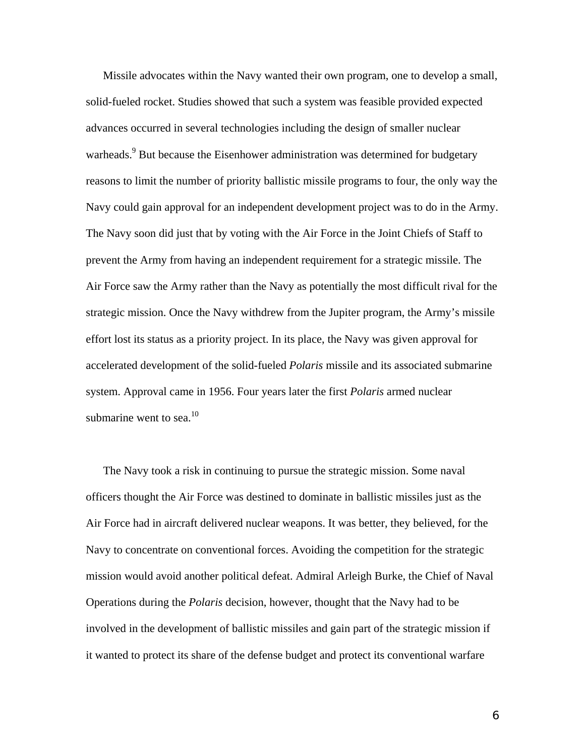Missile advocates within the Navy wanted their own program, one to develop a small, solid-fueled rocket. Studies showed that such a system was feasible provided expected advances occurred in several technologies including the design of smaller nuclear warheads.[9] But because the Eisenhower administration was determined for budgetary reasons to limit the number of priority ballistic missile programs to four, the only way the Navy could gain approval for an independent development project was to do in the Army. The Navy soon did just that by voting with the Air Force in the Joint Chiefs of Staff to prevent the Army from having an independent requirement for a strategic missile. The Air Force saw the Army rather than the Navy as potentially the most difficult rival for the strategic mission. Once the Navy withdrew from the Jupiter program, the Army's missile effort lost its status as a priority project. In its place, the Navy was given approval for accelerated development of the solid-fueled *Polaris* missile and its associated submarine system. Approval came in 1956. Four years later the first *Polaris* armed nuclear submarine went to sea.[10]

The Navy took a risk in continuing to pursue the strategic mission. Some naval officers thought the Air Force was destined to dominate in ballistic missiles just as the Air Force had in aircraft delivered nuclear weapons. It was better, they believed, for the Navy to concentrate on conventional forces. Avoiding the competition for the strategic mission would avoid another political defeat. Admiral Arleigh Burke, the Chief of Naval Operations during the *Polaris* decision, however, thought that the Navy had to be involved in the development of ballistic missiles and gain part of the strategic mission if it wanted to protect its share of the defense budget and protect its conventional warfare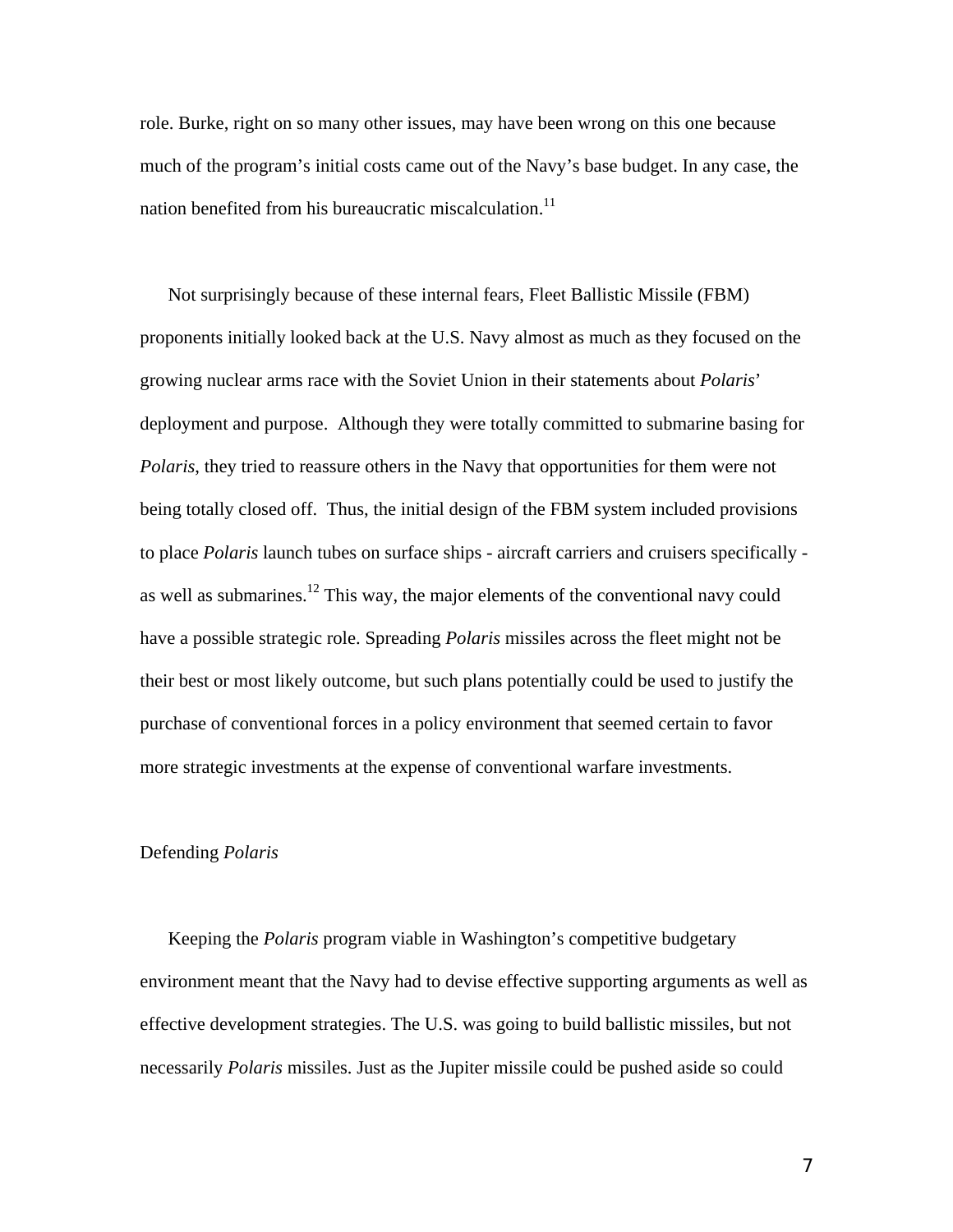role. Burke, right on so many other issues, may have been wrong on this one because much of the program's initial costs came out of the Navy's base budget. In any case, the nation benefited from his bureaucratic miscalculation.[11]

Not surprisingly because of these internal fears, Fleet Ballistic Missile (FBM) proponents initially looked back at the U.S. Navy almost as much as they focused on the growing nuclear arms race with the Soviet Union in their statements about *Polaris*' deployment and purpose. Although they were totally committed to submarine basing for *Polaris*, they tried to reassure others in the Navy that opportunities for them were not being totally closed off. Thus, the initial design of the FBM system included provisions to place *Polaris* launch tubes on surface ships - aircraft carriers and cruisers specifically - as well as submarines.[12] This way, the major elements of the conventional navy could have a possible strategic role. Spreading *Polaris* missiles across the fleet might not be their best or most likely outcome, but such plans potentially could be used to justify the purchase of conventional forces in a policy environment that seemed certain to favor more strategic investments at the expense of conventional warfare investments.

## Defending *Polaris*

Keeping the *Polaris* program viable in Washington's competitive budgetary environment meant that the Navy had to devise effective supporting arguments as well as effective development strategies. The U.S. was going to build ballistic missiles, but not necessarily *Polaris* missiles. Just as the Jupiter missile could be pushed aside so could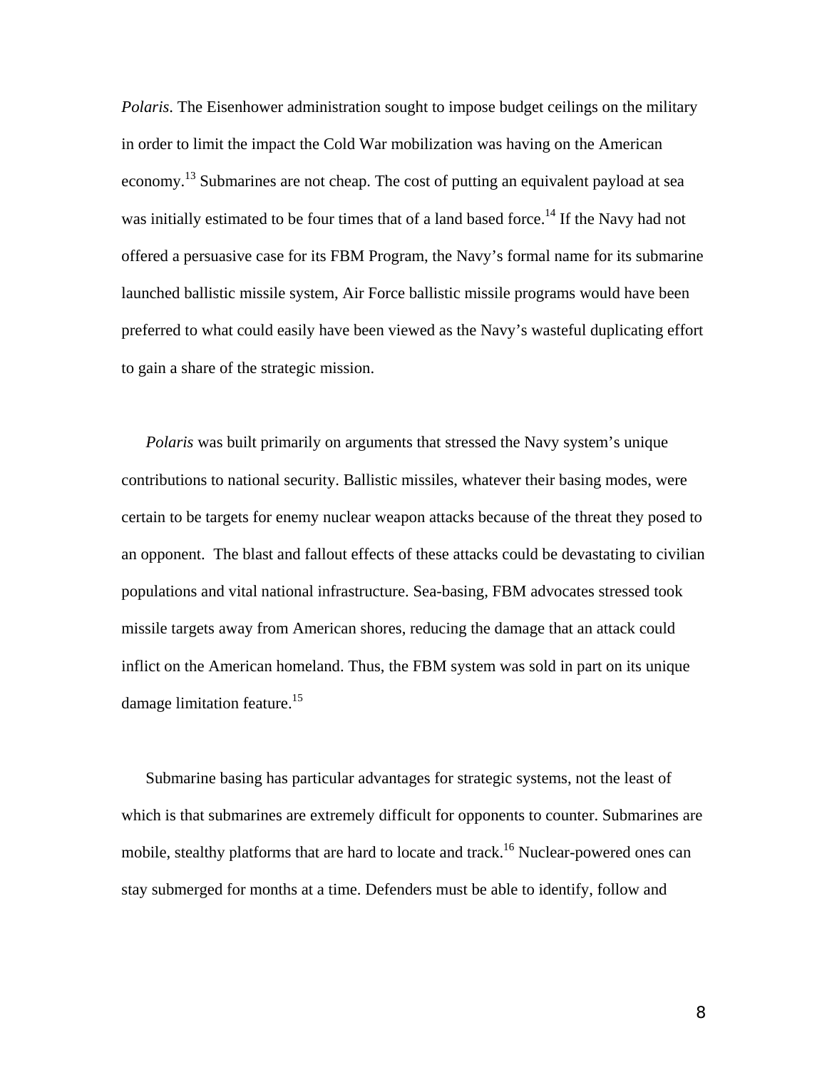*Polaris*. The Eisenhower administration sought to impose budget ceilings on the military in order to limit the impact the Cold War mobilization was having on the American economy.[13] Submarines are not cheap. The cost of putting an equivalent payload at sea was initially estimated to be four times that of a land based force.[14] If the Navy had not offered a persuasive case for its FBM Program, the Navy's formal name for its submarine launched ballistic missile system, Air Force ballistic missile programs would have been preferred to what could easily have been viewed as the Navy's wasteful duplicating effort to gain a share of the strategic mission.

*Polaris* was built primarily on arguments that stressed the Navy system's unique contributions to national security. Ballistic missiles, whatever their basing modes, were certain to be targets for enemy nuclear weapon attacks because of the threat they posed to an opponent. The blast and fallout effects of these attacks could be devastating to civilian populations and vital national infrastructure. Sea-basing, FBM advocates stressed took missile targets away from American shores, reducing the damage that an attack could inflict on the American homeland. Thus, the FBM system was sold in part on its unique damage limitation feature.[15]

Submarine basing has particular advantages for strategic systems, not the least of which is that submarines are extremely difficult for opponents to counter. Submarines are mobile, stealthy platforms that are hard to locate and track.[16] Nuclear-powered ones can stay submerged for months at a time. Defenders must be able to identify, follow and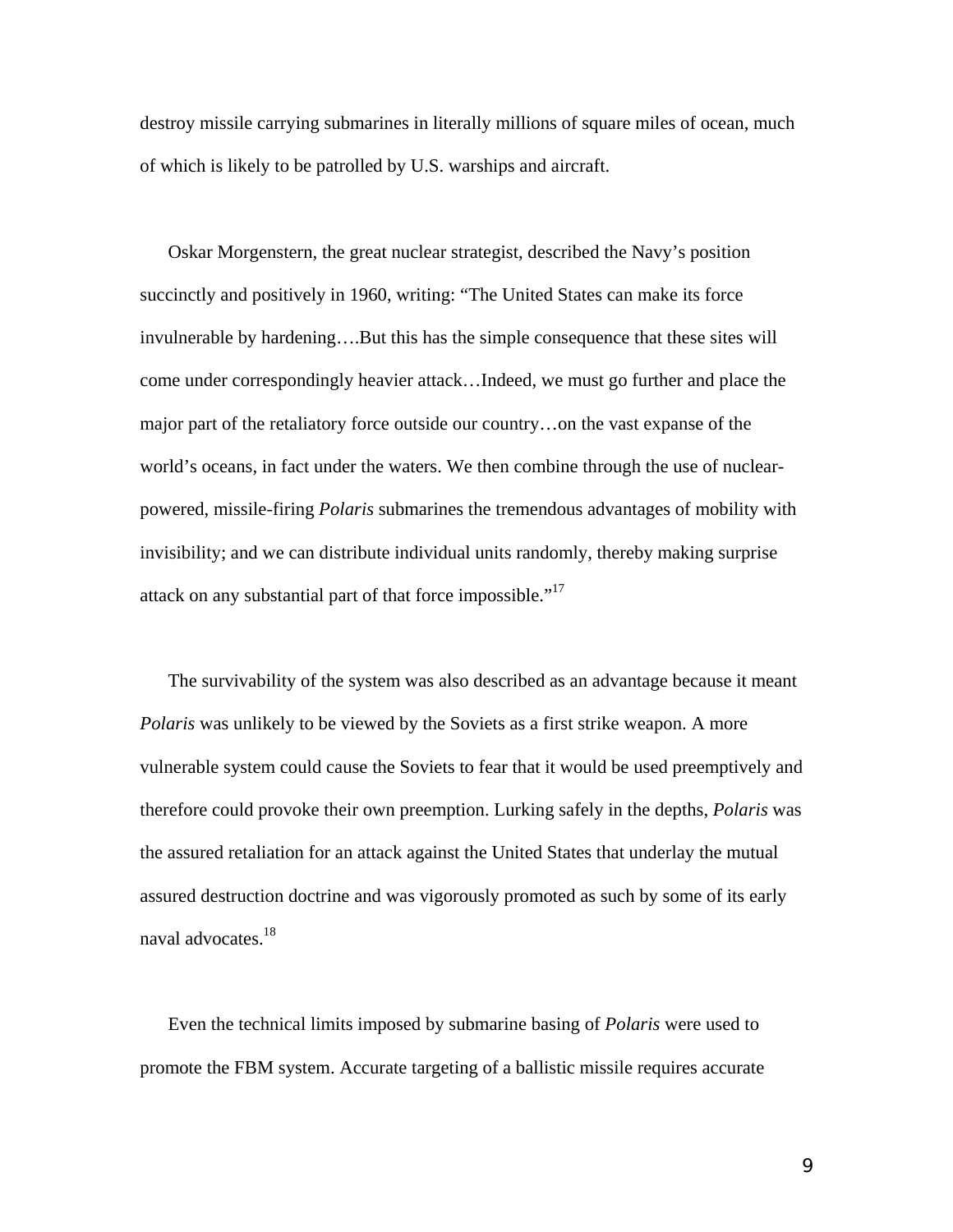destroy missile carrying submarines in literally millions of square miles of ocean, much of which is likely to be patrolled by U.S. warships and aircraft.

Oskar Morgenstern, the great nuclear strategist, described the Navy's position succinctly and positively in 1960, writing: "The United States can make its force invulnerable by hardening….But this has the simple consequence that these sites will come under correspondingly heavier attack…Indeed, we must go further and place the major part of the retaliatory force outside our country…on the vast expanse of the world's oceans, in fact under the waters. We then combine through the use of nuclear-powered, missile-firing *Polaris* submarines the tremendous advantages of mobility with invisibility; and we can distribute individual units randomly, thereby making surprise attack on any substantial part of that force impossible."[17]

The survivability of the system was also described as an advantage because it meant *Polaris* was unlikely to be viewed by the Soviets as a first strike weapon. A more vulnerable system could cause the Soviets to fear that it would be used preemptively and therefore could provoke their own preemption. Lurking safely in the depths, *Polaris* was the assured retaliation for an attack against the United States that underlay the mutual assured destruction doctrine and was vigorously promoted as such by some of its early naval advocates.[18]

Even the technical limits imposed by submarine basing of *Polaris* were used to promote the FBM system. Accurate targeting of a ballistic missile requires accurate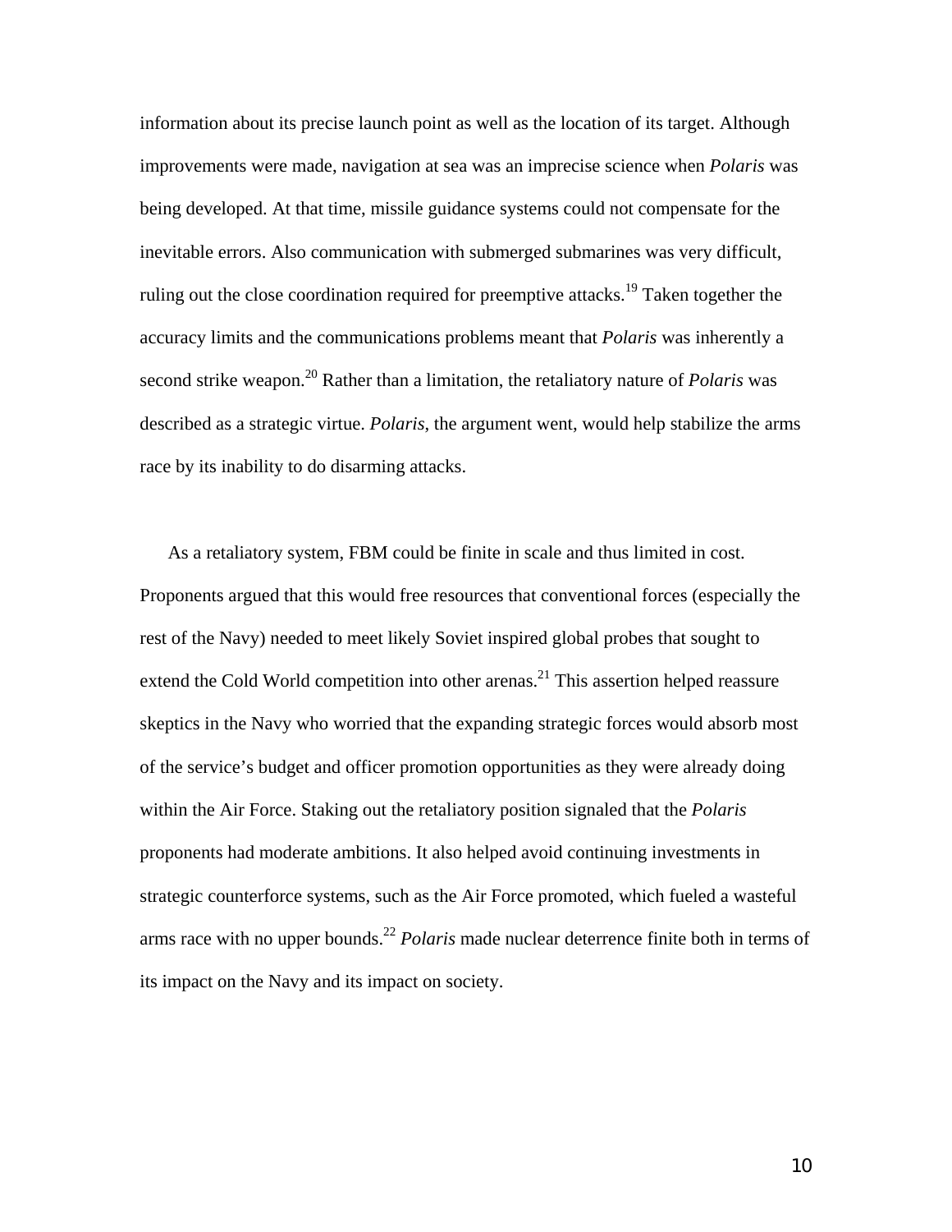information about its precise launch point as well as the location of its target. Although improvements were made, navigation at sea was an imprecise science when *Polaris* was being developed. At that time, missile guidance systems could not compensate for the inevitable errors. Also communication with submerged submarines was very difficult, ruling out the close coordination required for preemptive attacks.[19] Taken together the accuracy limits and the communications problems meant that *Polaris* was inherently a second strike weapon.[20] Rather than a limitation, the retaliatory nature of *Polaris* was described as a strategic virtue. *Polaris*, the argument went, would help stabilize the arms race by its inability to do disarming attacks.

As a retaliatory system, FBM could be finite in scale and thus limited in cost. Proponents argued that this would free resources that conventional forces (especially the rest of the Navy) needed to meet likely Soviet inspired global probes that sought to extend the Cold World competition into other arenas.[21] This assertion helped reassure skeptics in the Navy who worried that the expanding strategic forces would absorb most of the service's budget and officer promotion opportunities as they were already doing within the Air Force. Staking out the retaliatory position signaled that the *Polaris* proponents had moderate ambitions. It also helped avoid continuing investments in strategic counterforce systems, such as the Air Force promoted, which fueled a wasteful arms race with no upper bounds.[22] *Polaris* made nuclear deterrence finite both in terms of its impact on the Navy and its impact on society.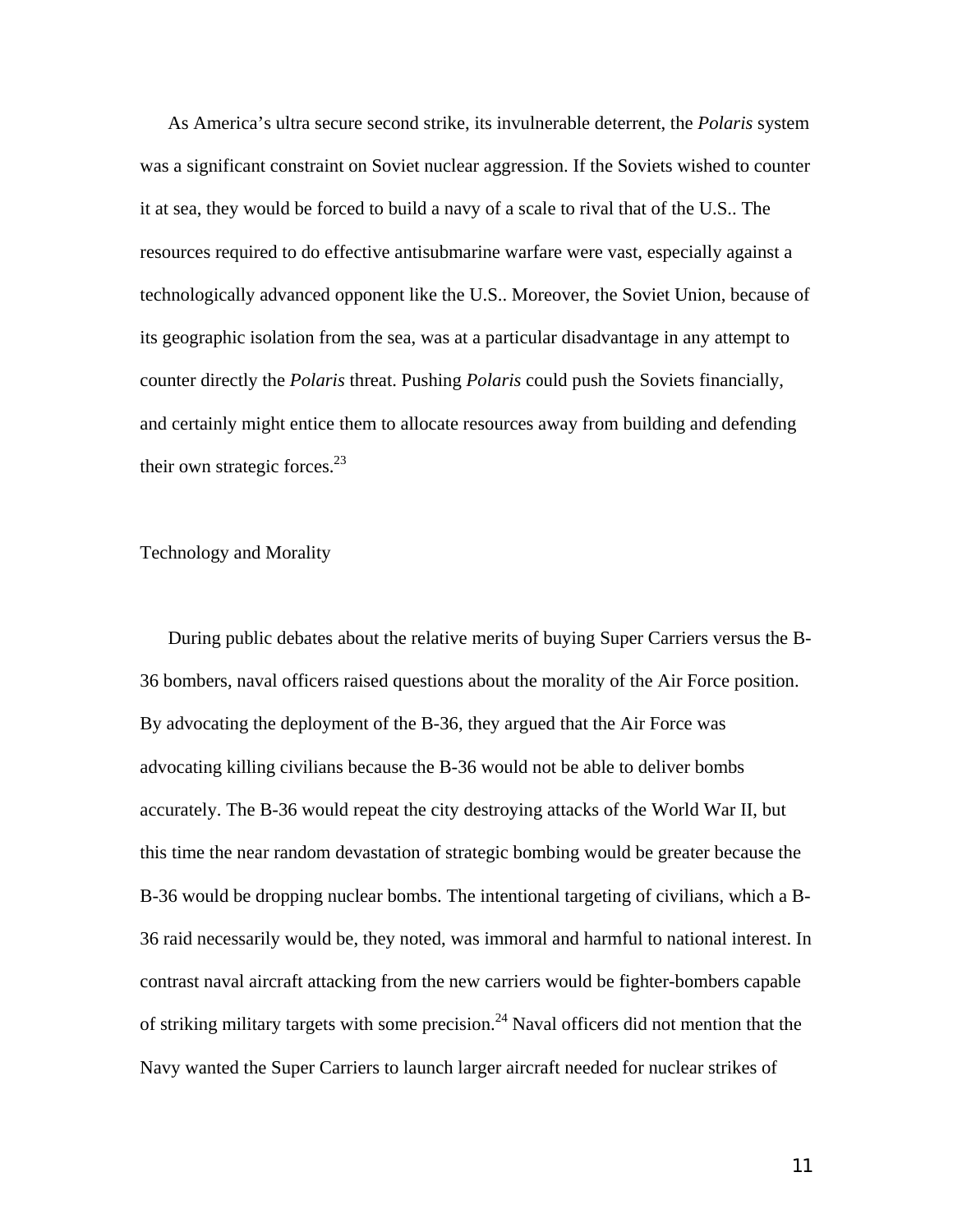As America's ultra secure second strike, its invulnerable deterrent, the *Polaris* system was a significant constraint on Soviet nuclear aggression. If the Soviets wished to counter it at sea, they would be forced to build a navy of a scale to rival that of the U.S.. The resources required to do effective antisubmarine warfare were vast, especially against a technologically advanced opponent like the U.S.. Moreover, the Soviet Union, because of its geographic isolation from the sea, was at a particular disadvantage in any attempt to counter directly the *Polaris* threat. Pushing *Polaris* could push the Soviets financially, and certainly might entice them to allocate resources away from building and defending their own strategic forces.[23]

## Technology and Morality

During public debates about the relative merits of buying Super Carriers versus the B-36 bombers, naval officers raised questions about the morality of the Air Force position. By advocating the deployment of the B-36, they argued that the Air Force was advocating killing civilians because the B-36 would not be able to deliver bombs accurately. The B-36 would repeat the city destroying attacks of the World War II, but this time the near random devastation of strategic bombing would be greater because the B-36 would be dropping nuclear bombs. The intentional targeting of civilians, which a B-36 raid necessarily would be, they noted, was immoral and harmful to national interest. In contrast naval aircraft attacking from the new carriers would be fighter-bombers capable of striking military targets with some precision.[24] Naval officers did not mention that the Navy wanted the Super Carriers to launch larger aircraft needed for nuclear strikes of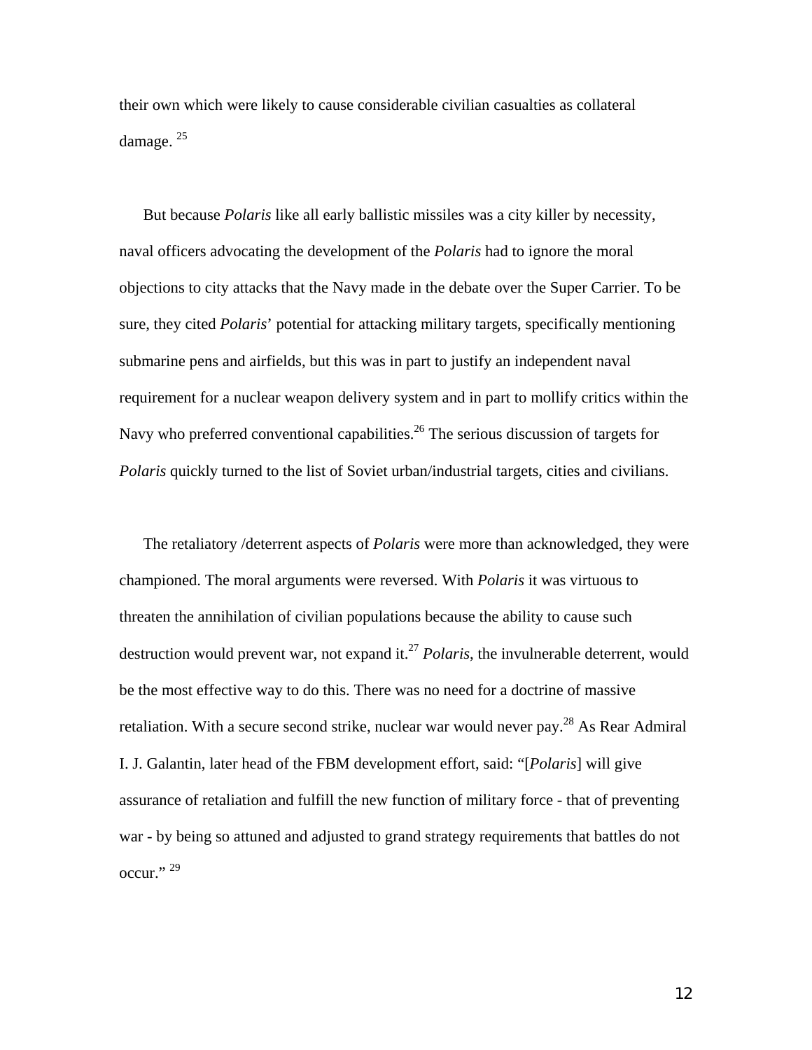their own which were likely to cause considerable civilian casualties as collateral damage. [25]

But because *Polaris* like all early ballistic missiles was a city killer by necessity, naval officers advocating the development of the *Polaris* had to ignore the moral objections to city attacks that the Navy made in the debate over the Super Carrier. To be sure, they cited *Polaris*' potential for attacking military targets, specifically mentioning submarine pens and airfields, but this was in part to justify an independent naval requirement for a nuclear weapon delivery system and in part to mollify critics within the Navy who preferred conventional capabilities.[26] The serious discussion of targets for *Polaris* quickly turned to the list of Soviet urban/industrial targets, cities and civilians.

The retaliatory /deterrent aspects of *Polaris* were more than acknowledged, they were championed. The moral arguments were reversed. With *Polaris* it was virtuous to threaten the annihilation of civilian populations because the ability to cause such destruction would prevent war, not expand it.[27] *Polaris*, the invulnerable deterrent, would be the most effective way to do this. There was no need for a doctrine of massive retaliation. With a secure second strike, nuclear war would never pay.[28] As Rear Admiral I. J. Galantin, later head of the FBM development effort, said: "[*Polaris*] will give assurance of retaliation and fulfill the new function of military force - that of preventing war - by being so attuned and adjusted to grand strategy requirements that battles do not occur." [29]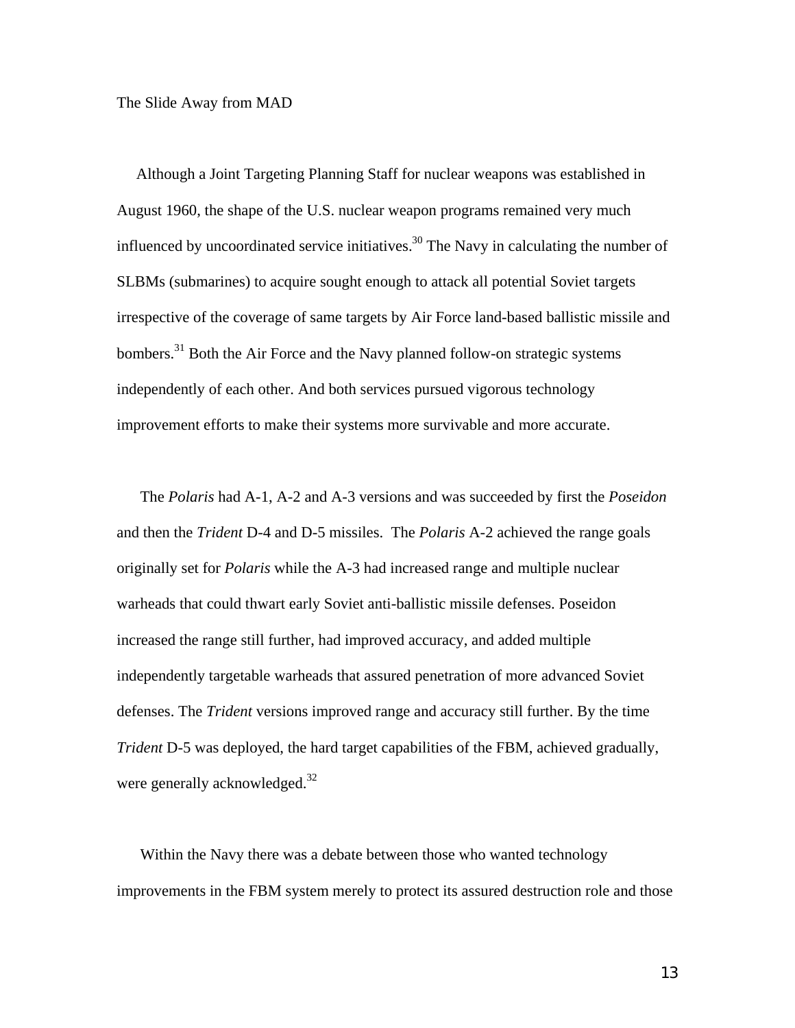## The Slide Away from MAD

Although a Joint Targeting Planning Staff for nuclear weapons was established in August 1960, the shape of the U.S. nuclear weapon programs remained very much influenced by uncoordinated service initiatives.[30] The Navy in calculating the number of SLBMs (submarines) to acquire sought enough to attack all potential Soviet targets irrespective of the coverage of same targets by Air Force land-based ballistic missile and bombers.[31] Both the Air Force and the Navy planned follow-on strategic systems independently of each other. And both services pursued vigorous technology improvement efforts to make their systems more survivable and more accurate.

The *Polaris* had A-1, A-2 and A-3 versions and was succeeded by first the *Poseidon* and then the *Trident* D-4 and D-5 missiles. The *Polaris* A-2 achieved the range goals originally set for *Polaris* while the A-3 had increased range and multiple nuclear warheads that could thwart early Soviet anti-ballistic missile defenses. Poseidon increased the range still further, had improved accuracy, and added multiple independently targetable warheads that assured penetration of more advanced Soviet defenses. The *Trident* versions improved range and accuracy still further. By the time *Trident* D-5 was deployed, the hard target capabilities of the FBM, achieved gradually, were generally acknowledged.[32]

Within the Navy there was a debate between those who wanted technology improvements in the FBM system merely to protect its assured destruction role and those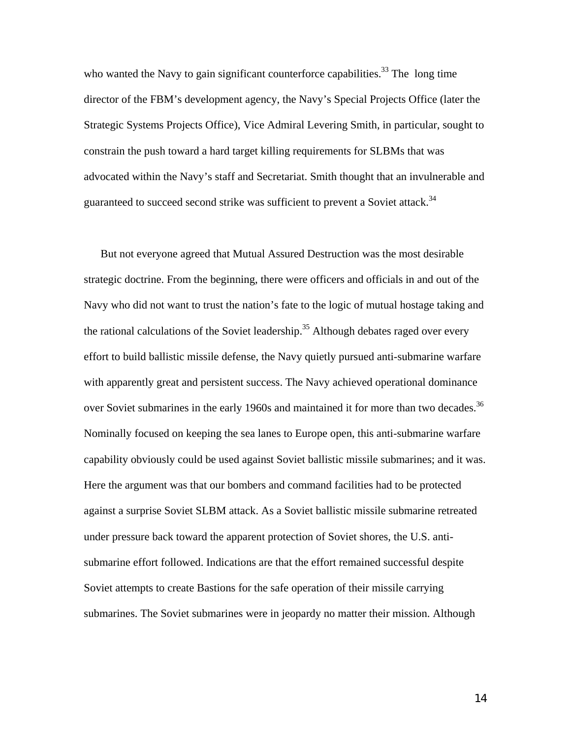who wanted the Navy to gain significant counterforce capabilities.[33] The long time director of the FBM's development agency, the Navy's Special Projects Office (later the Strategic Systems Projects Office), Vice Admiral Levering Smith, in particular, sought to constrain the push toward a hard target killing requirements for SLBMs that was advocated within the Navy's staff and Secretariat. Smith thought that an invulnerable and guaranteed to succeed second strike was sufficient to prevent a Soviet attack.[34]

But not everyone agreed that Mutual Assured Destruction was the most desirable strategic doctrine. From the beginning, there were officers and officials in and out of the Navy who did not want to trust the nation's fate to the logic of mutual hostage taking and the rational calculations of the Soviet leadership.[35] Although debates raged over every effort to build ballistic missile defense, the Navy quietly pursued anti-submarine warfare with apparently great and persistent success. The Navy achieved operational dominance over Soviet submarines in the early 1960s and maintained it for more than two decades.[36] Nominally focused on keeping the sea lanes to Europe open, this anti-submarine warfare capability obviously could be used against Soviet ballistic missile submarines; and it was. Here the argument was that our bombers and command facilities had to be protected against a surprise Soviet SLBM attack. As a Soviet ballistic missile submarine retreated under pressure back toward the apparent protection of Soviet shores, the U.S. anti-submarine effort followed. Indications are that the effort remained successful despite Soviet attempts to create Bastions for the safe operation of their missile carrying submarines. The Soviet submarines were in jeopardy no matter their mission. Although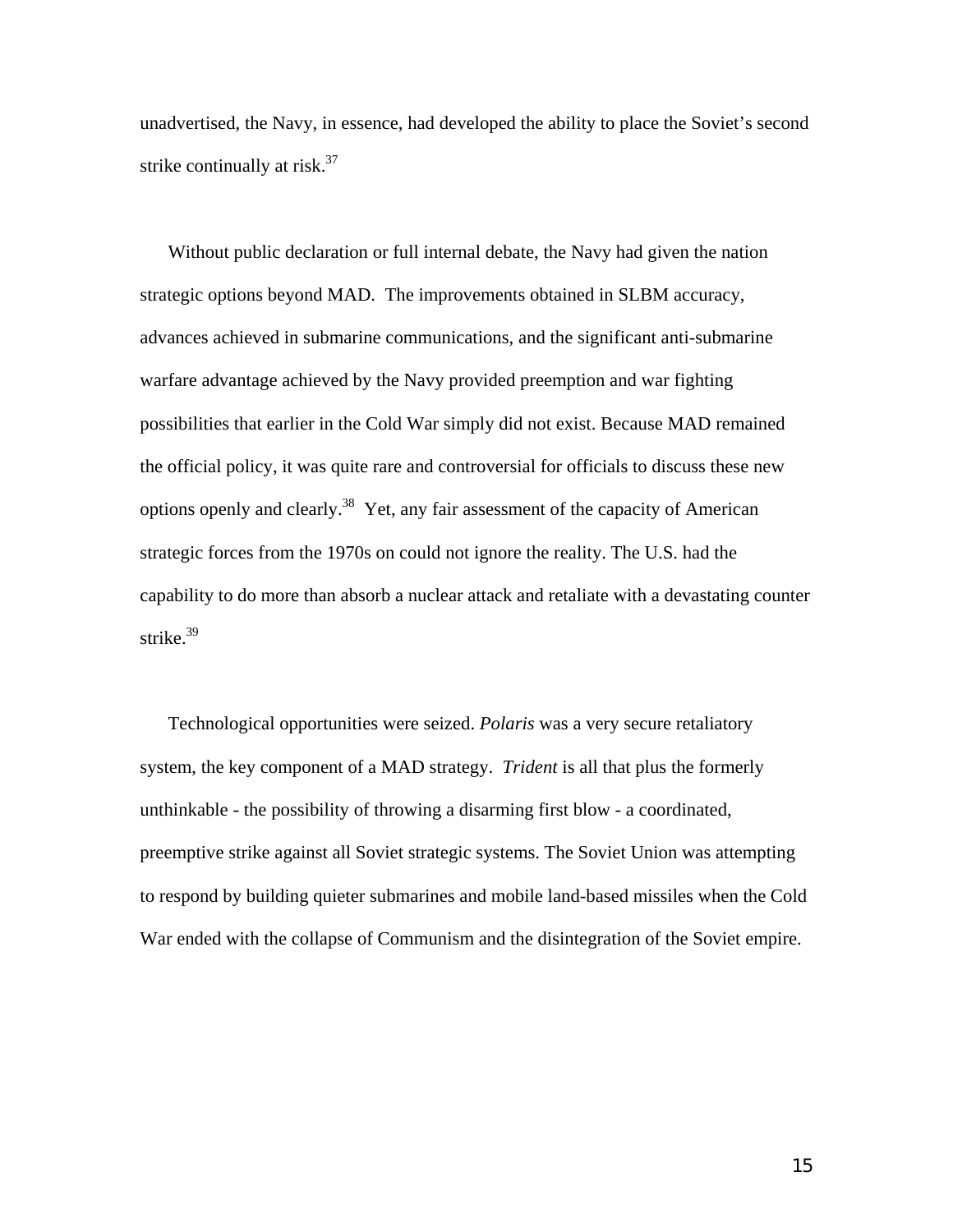unadvertised, the Navy, in essence, had developed the ability to place the Soviet's second strike continually at risk.[37]

Without public declaration or full internal debate, the Navy had given the nation strategic options beyond MAD. The improvements obtained in SLBM accuracy, advances achieved in submarine communications, and the significant anti-submarine warfare advantage achieved by the Navy provided preemption and war fighting possibilities that earlier in the Cold War simply did not exist. Because MAD remained the official policy, it was quite rare and controversial for officials to discuss these new options openly and clearly.[38] Yet, any fair assessment of the capacity of American strategic forces from the 1970s on could not ignore the reality. The U.S. had the capability to do more than absorb a nuclear attack and retaliate with a devastating counter strike.[39]

Technological opportunities were seized. *Polaris* was a very secure retaliatory system, the key component of a MAD strategy. *Trident* is all that plus the formerly unthinkable - the possibility of throwing a disarming first blow - a coordinated, preemptive strike against all Soviet strategic systems. The Soviet Union was attempting to respond by building quieter submarines and mobile land-based missiles when the Cold War ended with the collapse of Communism and the disintegration of the Soviet empire.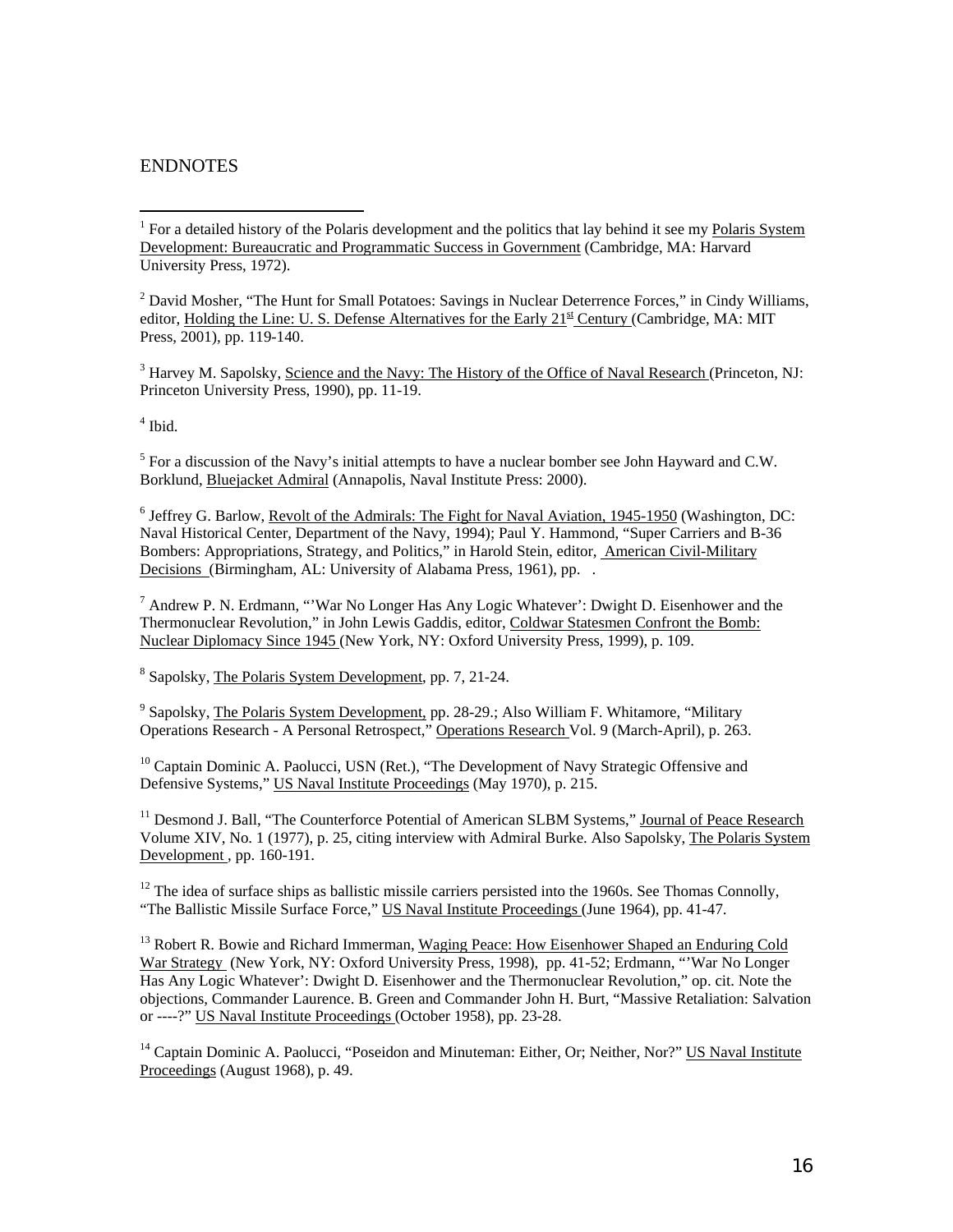ENDNOTES

[1] For a detailed history of the Polaris development and the politics that lay behind it see my Polaris System Development: Bureaucratic and Programmatic Success in Government (Cambridge, MA: Harvard University Press, 1972).

[2] David Mosher, "The Hunt for Small Potatoes: Savings in Nuclear Deterrence Forces," in Cindy Williams, editor, Holding the Line: U. S. Defense Alternatives for the Early 21st Century (Cambridge, MA: MIT Press, 2001), pp. 119-140.

[3] Harvey M. Sapolsky, Science and the Navy: The History of the Office of Naval Research (Princeton, NJ: Princeton University Press, 1990), pp. 11-19.

[4] Ibid.

[5] For a discussion of the Navy's initial attempts to have a nuclear bomber see John Hayward and C.W. Borklund, Bluejacket Admiral (Annapolis, Naval Institute Press: 2000).

[6] Jeffrey G. Barlow, Revolt of the Admirals: The Fight for Naval Aviation, 1945-1950 (Washington, DC: Naval Historical Center, Department of the Navy, 1994); Paul Y. Hammond, "Super Carriers and B-36 Bombers: Appropriations, Strategy, and Politics," in Harold Stein, editor, American Civil-Military Decisions (Birmingham, AL: University of Alabama Press, 1961), pp. .

[7] Andrew P. N. Erdmann, "'War No Longer Has Any Logic Whatever': Dwight D. Eisenhower and the Thermonuclear Revolution," in John Lewis Gaddis, editor, Coldwar Statesmen Confront the Bomb: Nuclear Diplomacy Since 1945 (New York, NY: Oxford University Press, 1999), p. 109.

[8] Sapolsky, The Polaris System Development, pp. 7, 21-24.

[9] Sapolsky, The Polaris System Development, pp. 28-29.; Also William F. Whitamore, "Military Operations Research - A Personal Retrospect," Operations Research Vol. 9 (March-April), p. 263.

[10] Captain Dominic A. Paolucci, USN (Ret.), "The Development of Navy Strategic Offensive and Defensive Systems," US Naval Institute Proceedings (May 1970), p. 215.

[11] Desmond J. Ball, "The Counterforce Potential of American SLBM Systems," Journal of Peace Research Volume XIV, No. 1 (1977), p. 25, citing interview with Admiral Burke. Also Sapolsky, The Polaris System Development , pp. 160-191.

[12] The idea of surface ships as ballistic missile carriers persisted into the 1960s. See Thomas Connolly, "The Ballistic Missile Surface Force," US Naval Institute Proceedings (June 1964), pp. 41-47.

[13] Robert R. Bowie and Richard Immerman, Waging Peace: How Eisenhower Shaped an Enduring Cold War Strategy (New York, NY: Oxford University Press, 1998), pp. 41-52; Erdmann, "'War No Longer Has Any Logic Whatever': Dwight D. Eisenhower and the Thermonuclear Revolution," op. cit. Note the objections, Commander Laurence. B. Green and Commander John H. Burt, "Massive Retaliation: Salvation or ----?" US Naval Institute Proceedings (October 1958), pp. 23-28.

[14] Captain Dominic A. Paolucci, "Poseidon and Minuteman: Either, Or; Neither, Nor?" US Naval Institute Proceedings (August 1968), p. 49.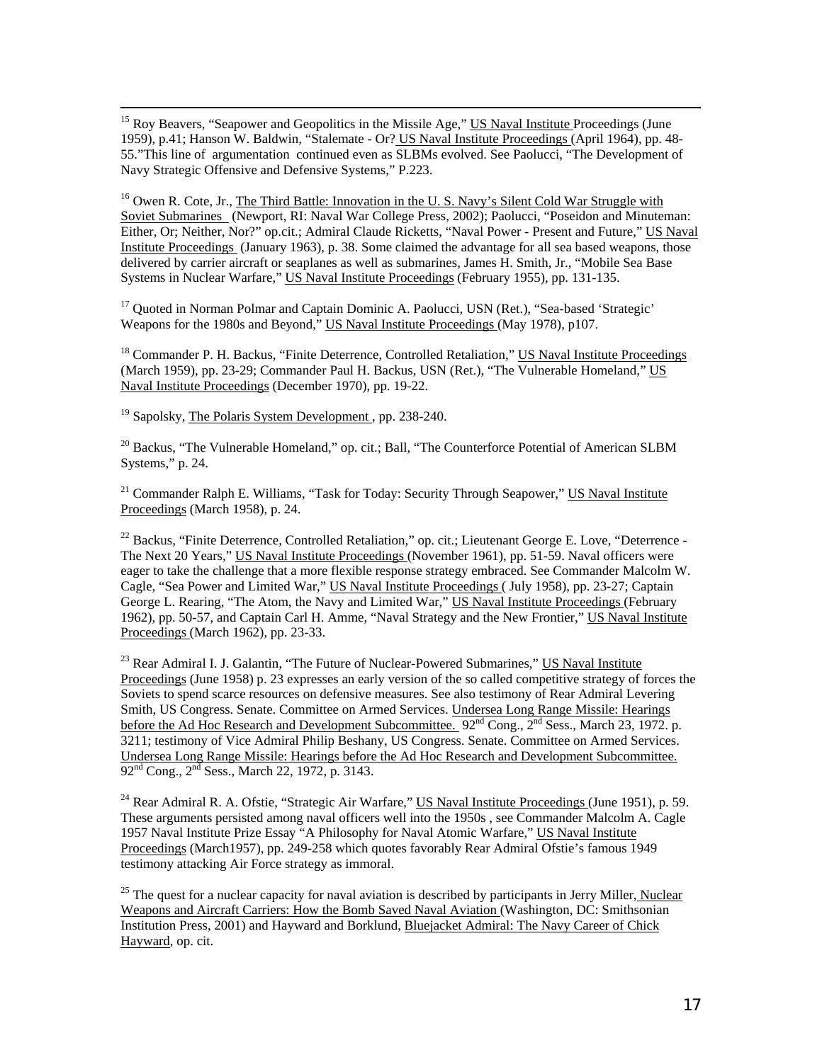[15] Roy Beavers, "Seapower and Geopolitics in the Missile Age," US Naval Institute Proceedings (June 1959), p.41; Hanson W. Baldwin, "Stalemate - Or? US Naval Institute Proceedings (April 1964), pp. 48-55."This line of argumentation continued even as SLBMs evolved. See Paolucci, "The Development of Navy Strategic Offensive and Defensive Systems," P.223.

[16] Owen R. Cote, Jr., The Third Battle: Innovation in the U. S. Navy's Silent Cold War Struggle with Soviet Submarines (Newport, RI: Naval War College Press, 2002); Paolucci, "Poseidon and Minuteman: Either, Or; Neither, Nor?" op.cit.; Admiral Claude Ricketts, "Naval Power - Present and Future," US Naval Institute Proceedings (January 1963), p. 38. Some claimed the advantage for all sea based weapons, those delivered by carrier aircraft or seaplanes as well as submarines, James H. Smith, Jr., "Mobile Sea Base Systems in Nuclear Warfare," US Naval Institute Proceedings (February 1955), pp. 131-135.

[17] Quoted in Norman Polmar and Captain Dominic A. Paolucci, USN (Ret.), "Sea-based 'Strategic' Weapons for the 1980s and Beyond," US Naval Institute Proceedings (May 1978), p107.

[18] Commander P. H. Backus, "Finite Deterrence, Controlled Retaliation," US Naval Institute Proceedings (March 1959), pp. 23-29; Commander Paul H. Backus, USN (Ret.), "The Vulnerable Homeland," US Naval Institute Proceedings (December 1970), pp. 19-22.

[19] Sapolsky, The Polaris System Development , pp. 238-240.

[20] Backus, "The Vulnerable Homeland," op. cit.; Ball, "The Counterforce Potential of American SLBM Systems," p. 24.

[21] Commander Ralph E. Williams, "Task for Today: Security Through Seapower," US Naval Institute Proceedings (March 1958), p. 24.

[22] Backus, "Finite Deterrence, Controlled Retaliation," op. cit.; Lieutenant George E. Love, "Deterrence - The Next 20 Years," US Naval Institute Proceedings (November 1961), pp. 51-59. Naval officers were eager to take the challenge that a more flexible response strategy embraced. See Commander Malcolm W. Cagle, "Sea Power and Limited War," US Naval Institute Proceedings ( July 1958), pp. 23-27; Captain George L. Rearing, "The Atom, the Navy and Limited War," US Naval Institute Proceedings (February 1962), pp. 50-57, and Captain Carl H. Amme, "Naval Strategy and the New Frontier," US Naval Institute Proceedings (March 1962), pp. 23-33.

[23] Rear Admiral I. J. Galantin, "The Future of Nuclear-Powered Submarines," US Naval Institute Proceedings (June 1958) p. 23 expresses an early version of the so called competitive strategy of forces the Soviets to spend scarce resources on defensive measures. See also testimony of Rear Admiral Levering Smith, US Congress. Senate. Committee on Armed Services. Undersea Long Range Missile: Hearings before the Ad Hoc Research and Development Subcommittee. 92nd Cong., 2nd Sess., March 23, 1972. p. 3211; testimony of Vice Admiral Philip Beshany, US Congress. Senate. Committee on Armed Services. Undersea Long Range Missile: Hearings before the Ad Hoc Research and Development Subcommittee. 92nd Cong., 2nd Sess., March 22, 1972, p. 3143.

[24] Rear Admiral R. A. Ofstie, "Strategic Air Warfare," US Naval Institute Proceedings (June 1951), p. 59. These arguments persisted among naval officers well into the 1950s , see Commander Malcolm A. Cagle 1957 Naval Institute Prize Essay "A Philosophy for Naval Atomic Warfare," US Naval Institute Proceedings (March1957), pp. 249-258 which quotes favorably Rear Admiral Ofstie's famous 1949 testimony attacking Air Force strategy as immoral.

[25] The quest for a nuclear capacity for naval aviation is described by participants in Jerry Miller, Nuclear Weapons and Aircraft Carriers: How the Bomb Saved Naval Aviation (Washington, DC: Smithsonian Institution Press, 2001) and Hayward and Borklund, Bluejacket Admiral: The Navy Career of Chick Hayward, op. cit.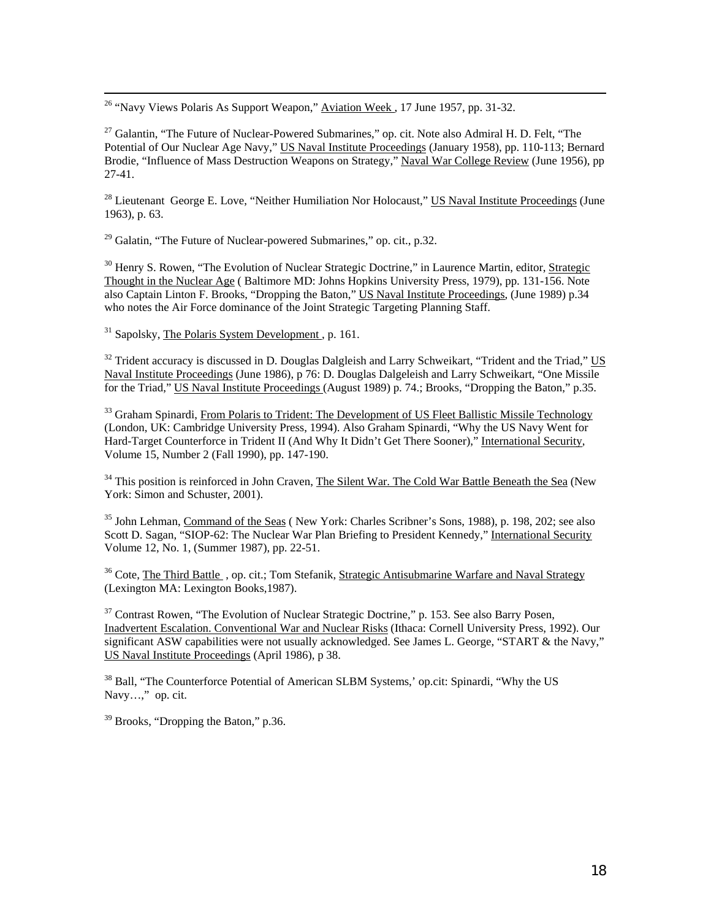[26] "Navy Views Polaris As Support Weapon," Aviation Week , 17 June 1957, pp. 31-32.

[27] Galantin, "The Future of Nuclear-Powered Submarines," op. cit. Note also Admiral H. D. Felt, "The Potential of Our Nuclear Age Navy," US Naval Institute Proceedings (January 1958), pp. 110-113; Bernard Brodie, "Influence of Mass Destruction Weapons on Strategy," Naval War College Review (June 1956), pp 27-41.

[28] Lieutenant George E. Love, "Neither Humiliation Nor Holocaust," US Naval Institute Proceedings (June 1963), p. 63.

[29] Galatin, "The Future of Nuclear-powered Submarines," op. cit., p.32.

[30] Henry S. Rowen, "The Evolution of Nuclear Strategic Doctrine," in Laurence Martin, editor, Strategic Thought in the Nuclear Age ( Baltimore MD: Johns Hopkins University Press, 1979), pp. 131-156. Note also Captain Linton F. Brooks, "Dropping the Baton," US Naval Institute Proceedings, (June 1989) p.34 who notes the Air Force dominance of the Joint Strategic Targeting Planning Staff.

[31] Sapolsky, The Polaris System Development , p. 161.

[32] Trident accuracy is discussed in D. Douglas Dalgleish and Larry Schweikart, "Trident and the Triad," US Naval Institute Proceedings (June 1986), p 76: D. Douglas Dalgeleish and Larry Schweikart, "One Missile for the Triad," US Naval Institute Proceedings (August 1989) p. 74.; Brooks, "Dropping the Baton," p.35.

[33] Graham Spinardi, From Polaris to Trident: The Development of US Fleet Ballistic Missile Technology (London, UK: Cambridge University Press, 1994). Also Graham Spinardi, "Why the US Navy Went for Hard-Target Counterforce in Trident II (And Why It Didn't Get There Sooner)," International Security, Volume 15, Number 2 (Fall 1990), pp. 147-190.

[34] This position is reinforced in John Craven, The Silent War. The Cold War Battle Beneath the Sea (New York: Simon and Schuster, 2001).

[35] John Lehman, Command of the Seas ( New York: Charles Scribner's Sons, 1988), p. 198, 202; see also Scott D. Sagan, "SIOP-62: The Nuclear War Plan Briefing to President Kennedy," International Security Volume 12, No. 1, (Summer 1987), pp. 22-51.

[36] Cote, The Third Battle , op. cit.; Tom Stefanik, Strategic Antisubmarine Warfare and Naval Strategy (Lexington MA: Lexington Books,1987).

[37] Contrast Rowen, "The Evolution of Nuclear Strategic Doctrine," p. 153. See also Barry Posen, Inadvertent Escalation. Conventional War and Nuclear Risks (Ithaca: Cornell University Press, 1992). Our significant ASW capabilities were not usually acknowledged. See James L. George, "START & the Navy," US Naval Institute Proceedings (April 1986), p 38.

[38] Ball, "The Counterforce Potential of American SLBM Systems,' op.cit: Spinardi, "Why the US Navy…," op. cit.

[39] Brooks, "Dropping the Baton," p.36.